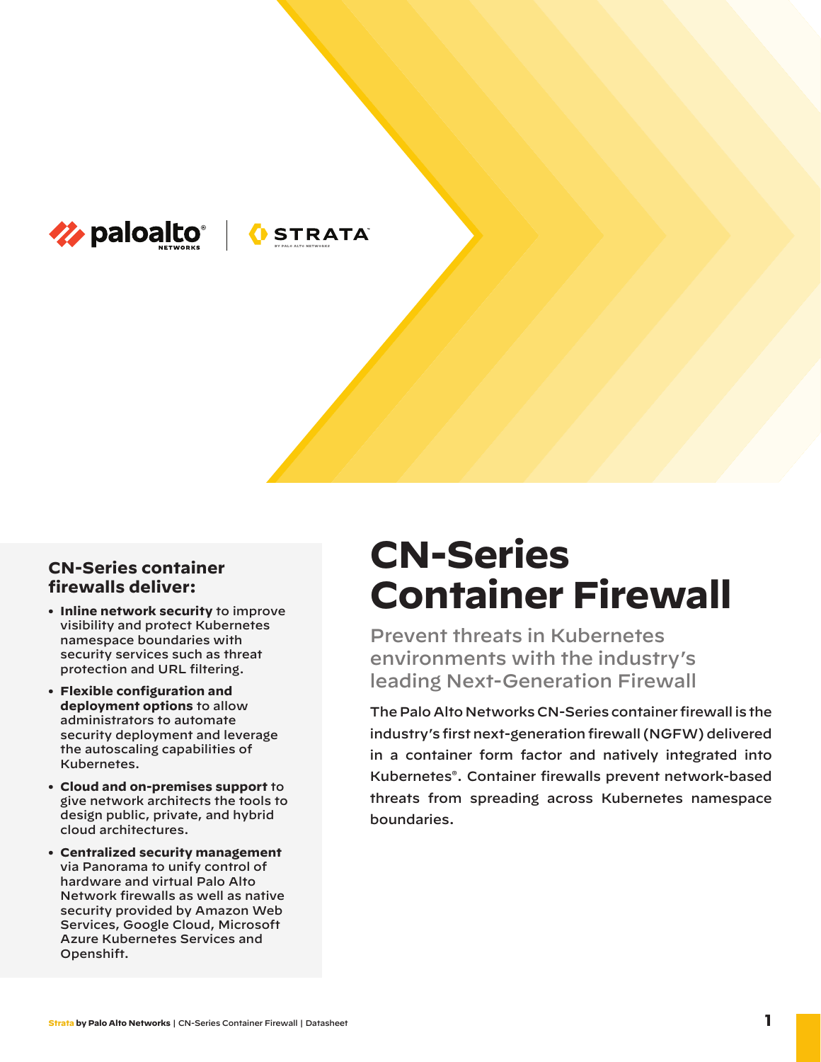# CN-Series Container Firewall

## Prevent threats in Kubernetes environments with the industry's leading Next-Generation Firewall

The Palo Alto Networks CN-Series container firewall is the industry's first next-generation firewall (NGFW) delivered in a container form factor and natively integrated into Kubernetes®. Container firewalls prevent network-based threats from spreading across Kubernetes namespace boundaries.

### CN-Series container firewalls deliver:

- **Inline network security** to improve visibility and protect Kubernetes namespace boundaries with security services such as threat protection and URL filtering.
- **Flexible configuration and deployment options** to allow administrators to automate security deployment and leverage the autoscaling capabilities of Kubernetes.
- **Cloud and on-premises support** to give network architects the tools to design public, private, and hybrid cloud architectures.
- **Centralized security management** via Panorama to unify control of hardware and virtual Palo Alto Network firewalls as well as native security provided by Amazon Web Services, Google Cloud, Microsoft Azure Kubernetes Services and Openshift.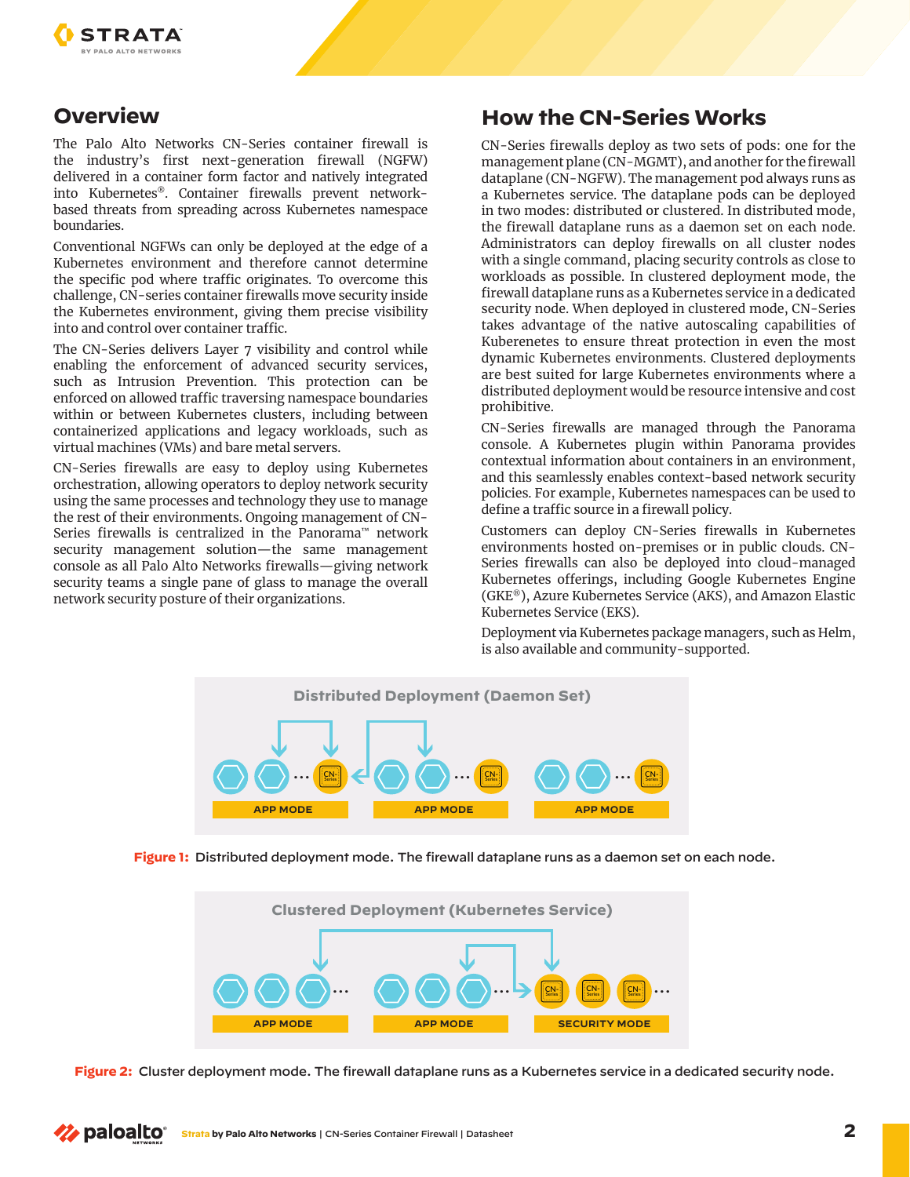## Overview

The Palo Alto Networks CN-Series container firewall is the industry's first next-generation firewall (NGFW) delivered in a container form factor and natively integrated into Kubernetes®. Container firewalls prevent network-based threats from spreading across Kubernetes namespace boundaries.

Conventional NGFWs can only be deployed at the edge of a Kubernetes environment and therefore cannot determine the specific pod where traffic originates. To overcome this challenge, CN-series container firewalls move security inside the Kubernetes environment, giving them precise visibility into and control over container traffic.

The CN-Series delivers Layer 7 visibility and control while enabling the enforcement of advanced security services, such as Intrusion Prevention. This protection can be enforced on allowed traffic traversing namespace boundaries within or between Kubernetes clusters, including between containerized applications and legacy workloads, such as virtual machines (VMs) and bare metal servers.

CN-Series firewalls are easy to deploy using Kubernetes orchestration, allowing operators to deploy network security using the same processes and technology they use to manage the rest of their environments. Ongoing management of CN-Series firewalls is centralized in the Panorama™ network security management solution—the same management console as all Palo Alto Networks firewalls—giving network security teams a single pane of glass to manage the overall network security posture of their organizations.

## How the CN-Series Works

CN-Series firewalls deploy as two sets of pods: one for the management plane (CN-MGMT), and another for the firewall dataplane (CN-NGFW). The management pod always runs as a Kubernetes service. The dataplane pods can be deployed in two modes: distributed or clustered. In distributed mode, the firewall dataplane runs as a daemon set on each node. Administrators can deploy firewalls on all cluster nodes with a single command, placing security controls as close to workloads as possible. In clustered deployment mode, the firewall dataplane runs as a Kubernetes service in a dedicated security node. When deployed in clustered mode, CN-Series takes advantage of the native autoscaling capabilities of Kuberenetes to ensure threat protection in even the most dynamic Kubernetes environments. Clustered deployments are best suited for large Kubernetes environments where a distributed deployment would be resource intensive and cost prohibitive.

CN-Series firewalls are managed through the Panorama console. A Kubernetes plugin within Panorama provides contextual information about containers in an environment, and this seamlessly enables context-based network security policies. For example, Kubernetes namespaces can be used to define a traffic source in a firewall policy.

Customers can deploy CN-Series firewalls in Kubernetes environments hosted on-premises or in public clouds. CN-Series firewalls can also be deployed into cloud-managed Kubernetes offerings, including Google Kubernetes Engine (GKE®), Azure Kubernetes Service (AKS), and Amazon Elastic Kubernetes Service (EKS).

Deployment via Kubernetes package managers, such as Helm, is also available and community-supported.

**Distributed Deployment (Daemon Set)**

APP MODE | APP MODE | APP MODE

**Figure 1:** Distributed deployment mode. The firewall dataplane runs as a daemon set on each node.

**Clustered Deployment (Kubernetes Service)**

APP MODE | APP MODE | SECURITY MODE

**Figure 2:** Cluster deployment mode. The firewall dataplane runs as a Kubernetes service in a dedicated security node.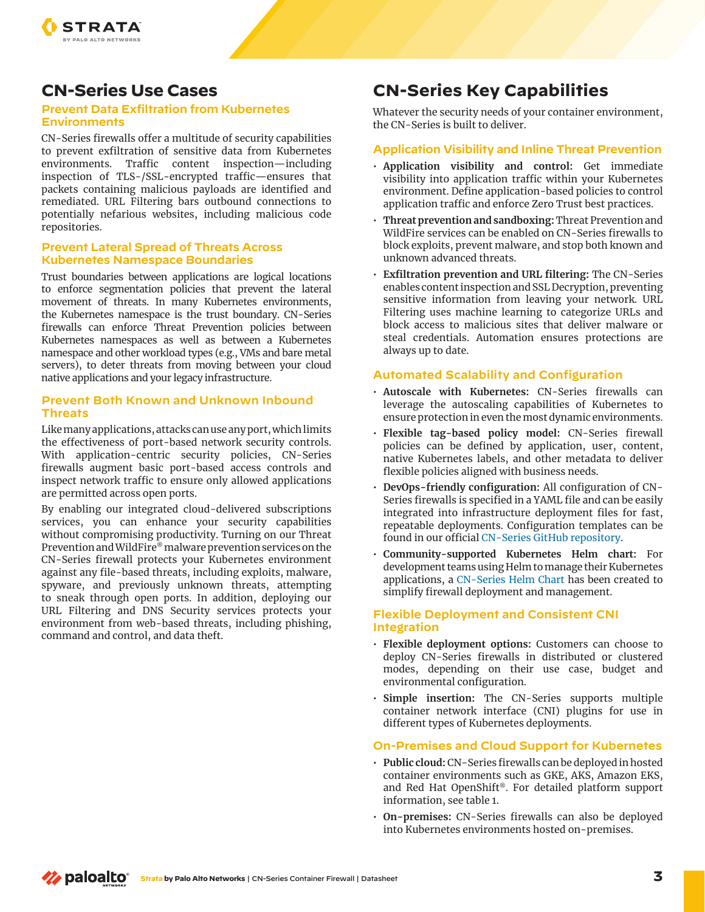## CN-Series Use Cases

### Prevent Data Exfiltration from Kubernetes Environments

CN-Series firewalls offer a multitude of security capabilities to prevent exfiltration of sensitive data from Kubernetes environments. Traffic content inspection—including inspection of TLS-/SSL-encrypted traffic—ensures that packets containing malicious payloads are identified and remediated. URL Filtering bars outbound connections to potentially nefarious websites, including malicious code repositories.

### Prevent Lateral Spread of Threats Across Kubernetes Namespace Boundaries

Trust boundaries between applications are logical locations to enforce segmentation policies that prevent the lateral movement of threats. In many Kubernetes environments, the Kubernetes namespace is the trust boundary. CN-Series firewalls can enforce Threat Prevention policies between Kubernetes namespaces as well as between a Kubernetes namespace and other workload types (e.g., VMs and bare metal servers), to deter threats from moving between your cloud native applications and your legacy infrastructure.

### Prevent Both Known and Unknown Inbound Threats

Like many applications, attacks can use any port, which limits the effectiveness of port-based network security controls. With application-centric security policies, CN-Series firewalls augment basic port-based access controls and inspect network traffic to ensure only allowed applications are permitted across open ports.

By enabling our integrated cloud-delivered subscriptions services, you can enhance your security capabilities without compromising productivity. Turning on our Threat Prevention and WildFire® malware prevention services on the CN-Series firewall protects your Kubernetes environment against any file-based threats, including exploits, malware, spyware, and previously unknown threats, attempting to sneak through open ports. In addition, deploying our URL Filtering and DNS Security services protects your environment from web-based threats, including phishing, command and control, and data theft.

## CN-Series Key Capabilities

Whatever the security needs of your container environment, the CN-Series is built to deliver.

### Application Visibility and Inline Threat Prevention

- **Application visibility and control:** Get immediate visibility into application traffic within your Kubernetes environment. Define application-based policies to control application traffic and enforce Zero Trust best practices.
- **Threat prevention and sandboxing:** Threat Prevention and WildFire services can be enabled on CN-Series firewalls to block exploits, prevent malware, and stop both known and unknown advanced threats.
- **Exfiltration prevention and URL filtering:** The CN-Series enables content inspection and SSL Decryption, preventing sensitive information from leaving your network. URL Filtering uses machine learning to categorize URLs and block access to malicious sites that deliver malware or steal credentials. Automation ensures protections are always up to date.

### Automated Scalability and Configuration

- **Autoscale with Kubernetes:** CN-Series firewalls can leverage the autoscaling capabilities of Kubernetes to ensure protection in even the most dynamic environments.
- **Flexible tag-based policy model:** CN-Series firewall policies can be defined by application, user, content, native Kubernetes labels, and other metadata to deliver flexible policies aligned with business needs.
- **DevOps-friendly configuration:** All configuration of CN-Series firewalls is specified in a YAML file and can be easily integrated into infrastructure deployment files for fast, repeatable deployments. Configuration templates can be found in our official CN-Series GitHub repository.
- **Community-supported Kubernetes Helm chart:** For development teams using Helm to manage their Kubernetes applications, a CN-Series Helm Chart has been created to simplify firewall deployment and management.

### Flexible Deployment and Consistent CNI Integration

- **Flexible deployment options:** Customers can choose to deploy CN-Series firewalls in distributed or clustered modes, depending on their use case, budget and environmental configuration.
- **Simple insertion:** The CN-Series supports multiple container network interface (CNI) plugins for use in different types of Kubernetes deployments.

### On-Premises and Cloud Support for Kubernetes

- **Public cloud:** CN-Series firewalls can be deployed in hosted container environments such as GKE, AKS, Amazon EKS, and Red Hat OpenShift®. For detailed platform support information, see table 1.
- **On-premises:** CN-Series firewalls can also be deployed into Kubernetes environments hosted on-premises.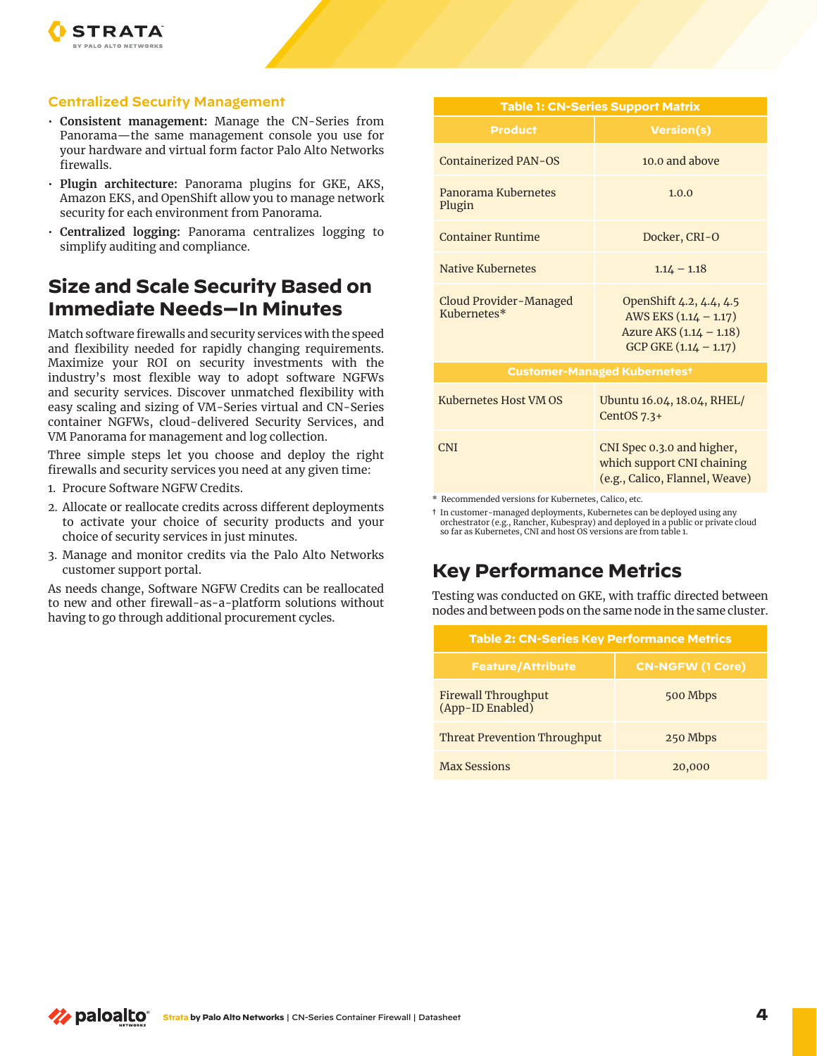### Centralized Security Management

- **Consistent management:** Manage the CN-Series from Panorama—the same management console you use for your hardware and virtual form factor Palo Alto Networks firewalls.
- **Plugin architecture:** Panorama plugins for GKE, AKS, Amazon EKS, and OpenShift allow you to manage network security for each environment from Panorama.
- **Centralized logging:** Panorama centralizes logging to simplify auditing and compliance.

## Size and Scale Security Based on Immediate Needs—In Minutes

Match software firewalls and security services with the speed and flexibility needed for rapidly changing requirements. Maximize your ROI on security investments with the industry's most flexible way to adopt software NGFWs and security services. Discover unmatched flexibility with easy scaling and sizing of VM-Series virtual and CN-Series container NGFWs, cloud-delivered Security Services, and VM Panorama for management and log collection.

Three simple steps let you choose and deploy the right firewalls and security services you need at any given time:

1. Procure Software NGFW Credits.
2. Allocate or reallocate credits across different deployments to activate your choice of security products and your choice of security services in just minutes.
3. Manage and monitor credits via the Palo Alto Networks customer support portal.

As needs change, Software NGFW Credits can be reallocated to new and other firewall-as-a-platform solutions without having to go through additional procurement cycles.

**Table 1: CN-Series Support Matrix**

| Product | Version(s) |
|---|---|
| Containerized PAN-OS | 10.0 and above |
| Panorama Kubernetes Plugin | 1.0.0 |
| Container Runtime | Docker, CRI-O |
| Native Kubernetes | 1.14 – 1.18 |
| Cloud Provider-Managed Kubernetes* | OpenShift 4.2, 4.4, 4.5<br>AWS EKS (1.14 – 1.17)<br>Azure AKS (1.14 – 1.18)<br>GCP GKE (1.14 – 1.17) |
| **Customer-Managed Kubernetes†** | |
| Kubernetes Host VM OS | Ubuntu 16.04, 18.04, RHEL/CentOS 7.3+ |
| CNI | CNI Spec 0.3.0 and higher, which support CNI chaining (e.g., Calico, Flannel, Weave) |

\* Recommended versions for Kubernetes, Calico, etc.

† In customer-managed deployments, Kubernetes can be deployed using any orchestrator (e.g., Rancher, Kubespray) and deployed in a public or private cloud so far as Kubernetes, CNI and host OS versions are from table 1.

## Key Performance Metrics

Testing was conducted on GKE, with traffic directed between nodes and between pods on the same node in the same cluster.

**Table 2: CN-Series Key Performance Metrics**

| Feature/Attribute | CN-NGFW (1 Core) |
|---|---|
| Firewall Throughput (App-ID Enabled) | 500 Mbps |
| Threat Prevention Throughput | 250 Mbps |
| Max Sessions | 20,000 |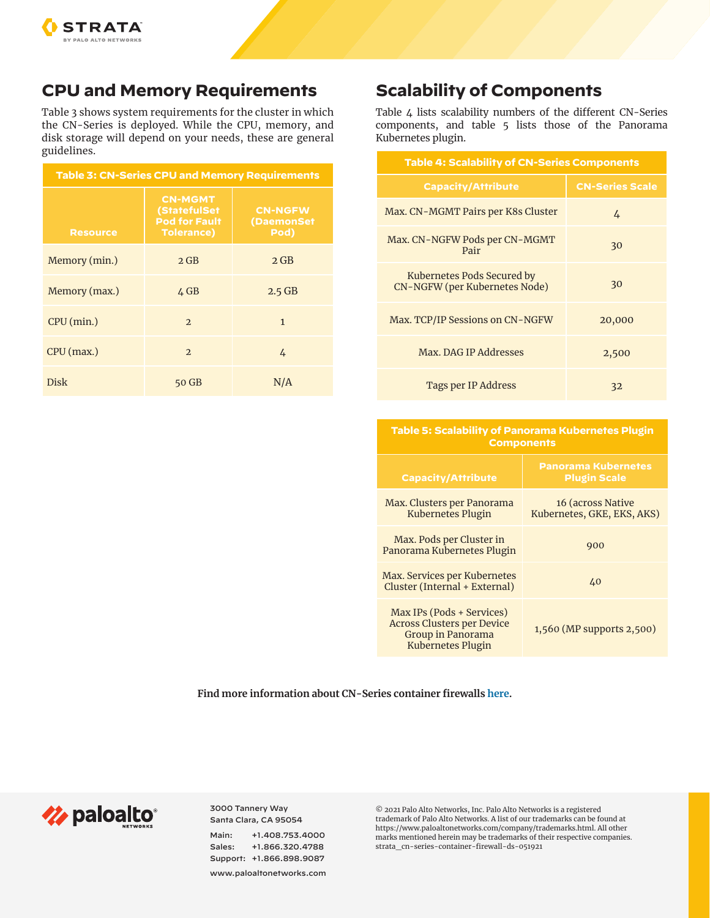## CPU and Memory Requirements

Table 3 shows system requirements for the cluster in which the CN-Series is deployed. While the CPU, memory, and disk storage will depend on your needs, these are general guidelines.

**Table 3: CN-Series CPU and Memory Requirements**

| Resource | CN-MGMT (StatefulSet Pod for Fault Tolerance) | CN-NGFW (DaemonSet Pod) |
|---|---|---|
| Memory (min.) | 2 GB | 2 GB |
| Memory (max.) | 4 GB | 2.5 GB |
| CPU (min.) | 2 | 1 |
| CPU (max.) | 2 | 4 |
| Disk | 50 GB | N/A |

## Scalability of Components

Table 4 lists scalability numbers of the different CN-Series components, and table 5 lists those of the Panorama Kubernetes plugin.

**Table 4: Scalability of CN-Series Components**

| Capacity/Attribute | CN-Series Scale |
|---|---|
| Max. CN-MGMT Pairs per K8s Cluster | 4 |
| Max. CN-NGFW Pods per CN-MGMT Pair | 30 |
| Kubernetes Pods Secured by CN-NGFW (per Kubernetes Node) | 30 |
| Max. TCP/IP Sessions on CN-NGFW | 20,000 |
| Max. DAG IP Addresses | 2,500 |
| Tags per IP Address | 32 |

**Table 5: Scalability of Panorama Kubernetes Plugin Components**

| Capacity/Attribute | Panorama Kubernetes Plugin Scale |
|---|---|
| Max. Clusters per Panorama Kubernetes Plugin | 16 (across Native Kubernetes, GKE, EKS, AKS) |
| Max. Pods per Cluster in Panorama Kubernetes Plugin | 900 |
| Max. Services per Kubernetes Cluster (Internal + External) | 40 |
| Max IPs (Pods + Services) Across Clusters per Device Group in Panorama Kubernetes Plugin | 1,560 (MP supports 2,500) |

**Find more information about CN-Series container firewalls here.**

3000 Tannery Way
Santa Clara, CA 95054

Main: +1.408.753.4000
Sales: +1.866.320.4788
Support: +1.866.898.9087

www.paloaltonetworks.com

© 2021 Palo Alto Networks, Inc. Palo Alto Networks is a registered trademark of Palo Alto Networks. A list of our trademarks can be found at https://www.paloaltonetworks.com/company/trademarks.html. All other marks mentioned herein may be trademarks of their respective companies. strata_cn-series-container-firewall-ds-051921